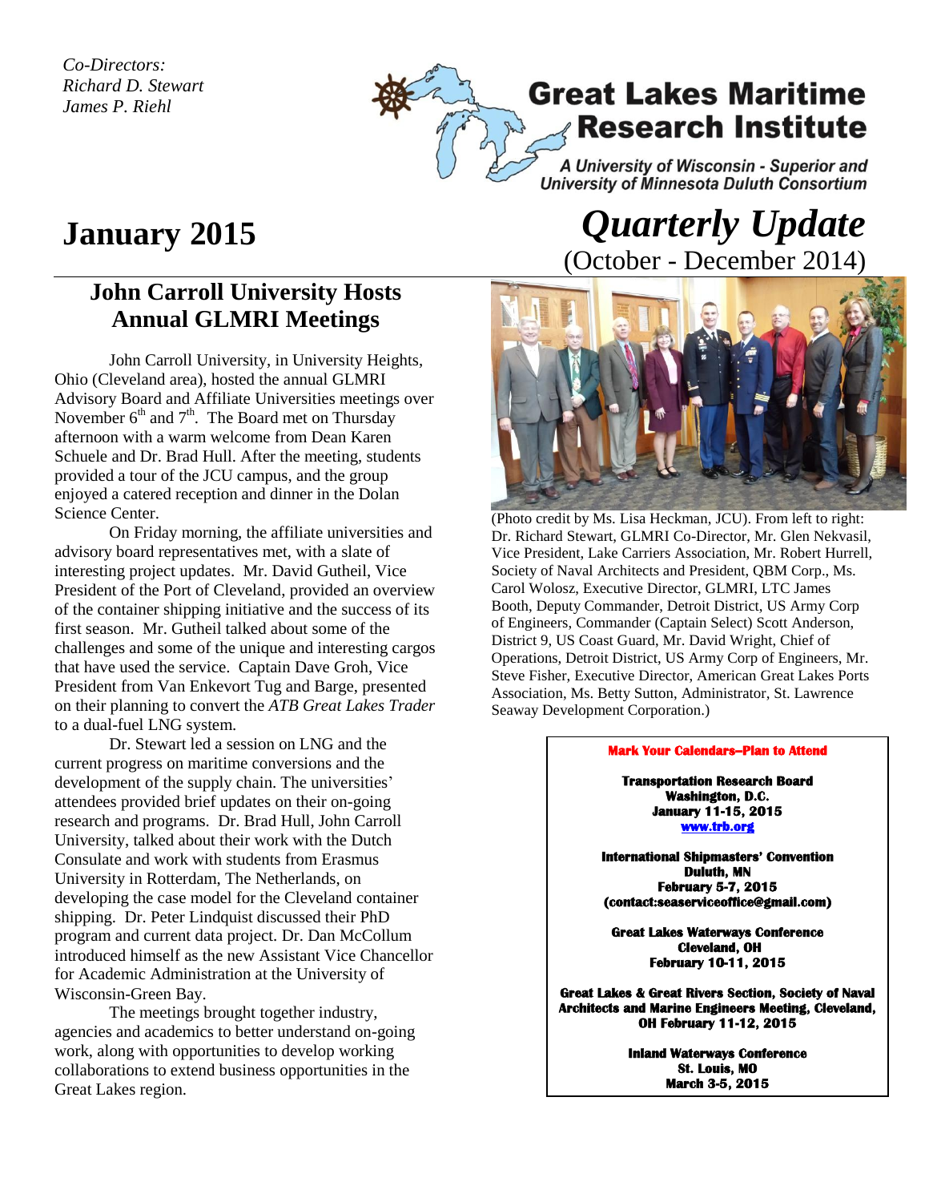*Co-Directors:*
*Richard D. Stewart*
*James P. Riehl*

# Great Lakes Maritime Research Institute

*A University of Wisconsin - Superior and University of Minnesota Duluth Consortium*

# January 2015

# *Quarterly Update*

(October - December 2014)

## John Carroll University Hosts Annual GLMRI Meetings

John Carroll University, in University Heights, Ohio (Cleveland area), hosted the annual GLMRI Advisory Board and Affiliate Universities meetings over November 6th and 7th. The Board met on Thursday afternoon with a warm welcome from Dean Karen Schuele and Dr. Brad Hull. After the meeting, students provided a tour of the JCU campus, and the group enjoyed a catered reception and dinner in the Dolan Science Center.

On Friday morning, the affiliate universities and advisory board representatives met, with a slate of interesting project updates. Mr. David Gutheil, Vice President of the Port of Cleveland, provided an overview of the container shipping initiative and the success of its first season. Mr. Gutheil talked about some of the challenges and some of the unique and interesting cargos that have used the service. Captain Dave Groh, Vice President from Van Enkevort Tug and Barge, presented on their planning to convert the *ATB Great Lakes Trader* to a dual-fuel LNG system.

Dr. Stewart led a session on LNG and the current progress on maritime conversions and the development of the supply chain. The universities' attendees provided brief updates on their on-going research and programs. Dr. Brad Hull, John Carroll University, talked about their work with the Dutch Consulate and work with students from Erasmus University in Rotterdam, The Netherlands, on developing the case model for the Cleveland container shipping. Dr. Peter Lindquist discussed their PhD program and current data project. Dr. Dan McCollum introduced himself as the new Assistant Vice Chancellor for Academic Administration at the University of Wisconsin-Green Bay.

The meetings brought together industry, agencies and academics to better understand on-going work, along with opportunities to develop working collaborations to extend business opportunities in the Great Lakes region.

(Photo credit by Ms. Lisa Heckman, JCU). From left to right: Dr. Richard Stewart, GLMRI Co-Director, Mr. Glen Nekvasil, Vice President, Lake Carriers Association, Mr. Robert Hurrell, Society of Naval Architects and President, QBM Corp., Ms. Carol Wolosz, Executive Director, GLMRI, LTC James Booth, Deputy Commander, Detroit District, US Army Corp of Engineers, Commander (Captain Select) Scott Anderson, District 9, US Coast Guard, Mr. David Wright, Chief of Operations, Detroit District, US Army Corp of Engineers, Mr. Steve Fisher, Executive Director, American Great Lakes Ports Association, Ms. Betty Sutton, Administrator, St. Lawrence Seaway Development Corporation.)

**Mark Your Calendars–Plan to Attend**

**Transportation Research Board**
**Washington, D.C.**
**January 11-15, 2015**
**www.trb.org**

**International Shipmasters' Convention**
**Duluth, MN**
**February 5-7, 2015**
**(contact:seaserviceoffice@gmail.com)**

**Great Lakes Waterways Conference**
**Cleveland, OH**
**February 10-11, 2015**

**Great Lakes & Great Rivers Section, Society of Naval Architects and Marine Engineers Meeting, Cleveland, OH February 11-12, 2015**

**Inland Waterways Conference**
**St. Louis, MO**
**March 3-5, 2015**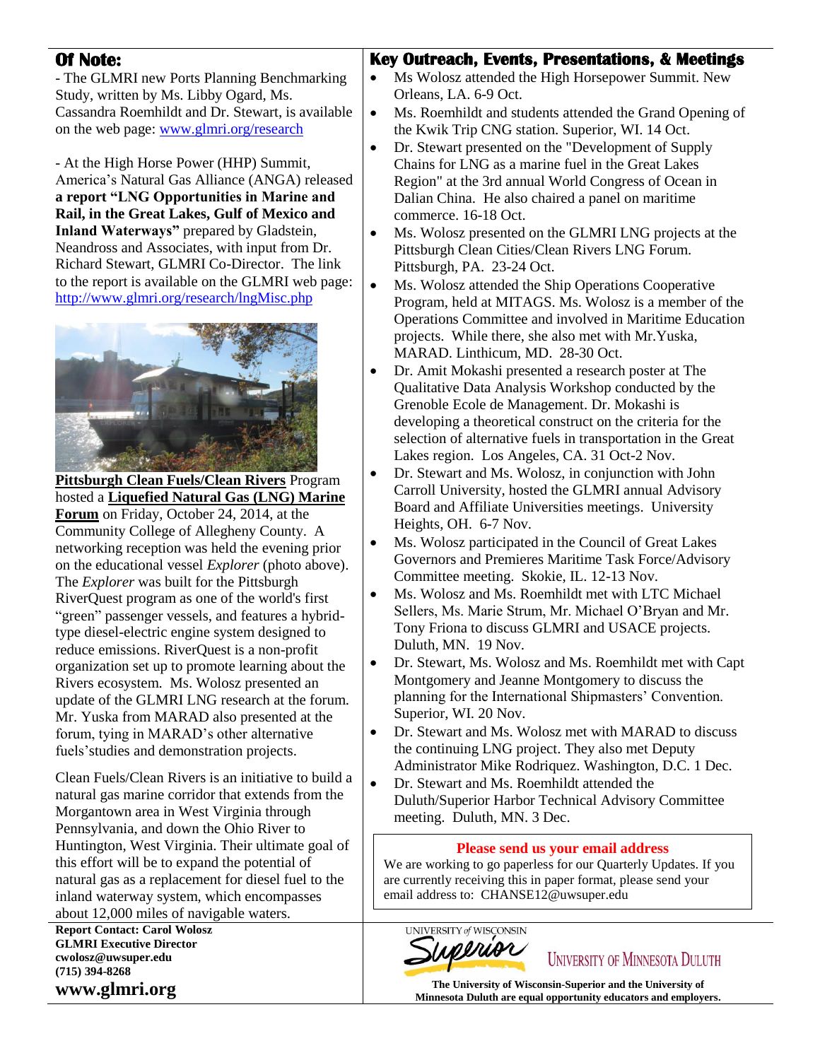## Of Note:

- The GLMRI new Ports Planning Benchmarking Study, written by Ms. Libby Ogard, Ms. Cassandra Roemhildt and Dr. Stewart, is available on the web page: www.glmri.org/research

- At the High Horse Power (HHP) Summit, America's Natural Gas Alliance (ANGA) released **a report "LNG Opportunities in Marine and Rail, in the Great Lakes, Gulf of Mexico and Inland Waterways"** prepared by Gladstein, Neandross and Associates, with input from Dr. Richard Stewart, GLMRI Co-Director. The link to the report is available on the GLMRI web page: http://www.glmri.org/research/lngMisc.php

**Pittsburgh Clean Fuels/Clean Rivers** Program hosted a **Liquefied Natural Gas (LNG) Marine Forum** on Friday, October 24, 2014, at the Community College of Allegheny County. A networking reception was held the evening prior on the educational vessel *Explorer* (photo above). The *Explorer* was built for the Pittsburgh RiverQuest program as one of the world's first "green" passenger vessels, and features a hybrid-type diesel-electric engine system designed to reduce emissions. RiverQuest is a non-profit organization set up to promote learning about the Rivers ecosystem. Ms. Wolosz presented an update of the GLMRI LNG research at the forum. Mr. Yuska from MARAD also presented at the forum, tying in MARAD's other alternative fuels'studies and demonstration projects.

Clean Fuels/Clean Rivers is an initiative to build a natural gas marine corridor that extends from the Morgantown area in West Virginia through Pennsylvania, and down the Ohio River to Huntington, West Virginia. Their ultimate goal of this effort will be to expand the potential of natural gas as a replacement for diesel fuel to the inland waterway system, which encompasses about 12,000 miles of navigable waters.

**Report Contact: Carol Wolosz**
**GLMRI Executive Director**
**cwolosz@uwsuper.edu**
**(715) 394-8268**
**www.glmri.org**

## Key Outreach, Events, Presentations, & Meetings

- Ms Wolosz attended the High Horsepower Summit. New Orleans, LA. 6-9 Oct.
- Ms. Roemhildt and students attended the Grand Opening of the Kwik Trip CNG station. Superior, WI. 14 Oct.
- Dr. Stewart presented on the "Development of Supply Chains for LNG as a marine fuel in the Great Lakes Region" at the 3rd annual World Congress of Ocean in Dalian China. He also chaired a panel on maritime commerce. 16-18 Oct.
- Ms. Wolosz presented on the GLMRI LNG projects at the Pittsburgh Clean Cities/Clean Rivers LNG Forum. Pittsburgh, PA. 23-24 Oct.
- Ms. Wolosz attended the Ship Operations Cooperative Program, held at MITAGS. Ms. Wolosz is a member of the Operations Committee and involved in Maritime Education projects. While there, she also met with Mr.Yuska, MARAD. Linthicum, MD. 28-30 Oct.
- Dr. Amit Mokashi presented a research poster at The Qualitative Data Analysis Workshop conducted by the Grenoble Ecole de Management. Dr. Mokashi is developing a theoretical construct on the criteria for the selection of alternative fuels in transportation in the Great Lakes region. Los Angeles, CA. 31 Oct-2 Nov.
- Dr. Stewart and Ms. Wolosz, in conjunction with John Carroll University, hosted the GLMRI annual Advisory Board and Affiliate Universities meetings. University Heights, OH. 6-7 Nov.
- Ms. Wolosz participated in the Council of Great Lakes Governors and Premieres Maritime Task Force/Advisory Committee meeting. Skokie, IL. 12-13 Nov.
- Ms. Wolosz and Ms. Roemhildt met with LTC Michael Sellers, Ms. Marie Strum, Mr. Michael O'Bryan and Mr. Tony Friona to discuss GLMRI and USACE projects. Duluth, MN. 19 Nov.
- Dr. Stewart, Ms. Wolosz and Ms. Roemhildt met with Capt Montgomery and Jeanne Montgomery to discuss the planning for the International Shipmasters' Convention. Superior, WI. 20 Nov.
- Dr. Stewart and Ms. Wolosz met with MARAD to discuss the continuing LNG project. They also met Deputy Administrator Mike Rodriquez. Washington, D.C. 1 Dec.
- Dr. Stewart and Ms. Roemhildt attended the Duluth/Superior Harbor Technical Advisory Committee meeting. Duluth, MN. 3 Dec.

**Please send us your email address**

We are working to go paperless for our Quarterly Updates. If you are currently receiving this in paper format, please send your email address to: CHANSE12@uwsuper.edu

UNIVERSITY of WISCONSIN Superior

UNIVERSITY OF MINNESOTA DULUTH

**The University of Wisconsin-Superior and the University of Minnesota Duluth are equal opportunity educators and employers.**